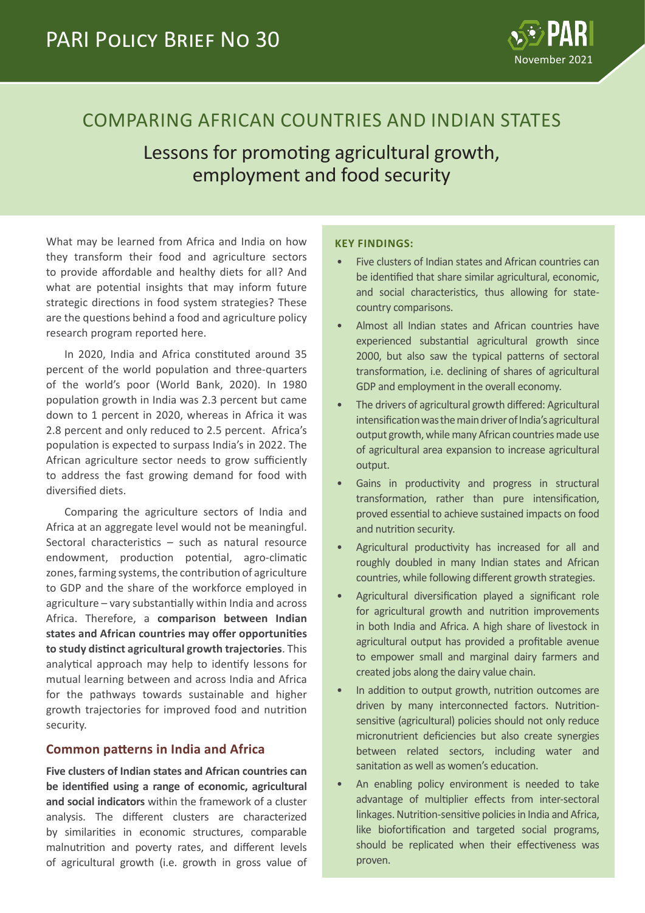# PARI Policy Brief No 30

November 2021

## COMPARING AFRICAN COUNTRIES AND INDIAN STATES

### Lessons for promoting agricultural growth, employment and food security

What may be learned from Africa and India on how they transform their food and agriculture sectors to provide affordable and healthy diets for all? And what are potential insights that may inform future strategic directions in food system strategies? These are the questions behind a food and agriculture policy research program reported here.

In 2020, India and Africa constituted around 35 percent of the world population and three-quarters of the world's poor (World Bank, 2020). In 1980 population growth in India was 2.3 percent but came down to 1 percent in 2020, whereas in Africa it was 2.8 percent and only reduced to 2.5 percent. Africa's population is expected to surpass India's in 2022. The African agriculture sector needs to grow sufficiently to address the fast growing demand for food with diversified diets.

Comparing the agriculture sectors of India and Africa at an aggregate level would not be meaningful. Sectoral characteristics – such as natural resource endowment, production potential, agro-climatic zones, farming systems, the contribution of agriculture to GDP and the share of the workforce employed in agriculture – vary substantially within India and across Africa. Therefore, a **comparison between Indian states and African countries may offer opportunities to study distinct agricultural growth trajectories**. This analytical approach may help to identify lessons for mutual learning between and across India and Africa for the pathways towards sustainable and higher growth trajectories for improved food and nutrition security.

## Common patterns in India and Africa

**Five clusters of Indian states and African countries can be identified using a range of economic, agricultural and social indicators** within the framework of a cluster analysis. The different clusters are characterized by similarities in economic structures, comparable malnutrition and poverty rates, and different levels of agricultural growth (i.e. growth in gross value of

**KEY FINDINGS:**

- Five clusters of Indian states and African countries can be identified that share similar agricultural, economic, and social characteristics, thus allowing for state-country comparisons.
- Almost all Indian states and African countries have experienced substantial agricultural growth since 2000, but also saw the typical patterns of sectoral transformation, i.e. declining of shares of agricultural GDP and employment in the overall economy.
- The drivers of agricultural growth differed: Agricultural intensification was the main driver of India's agricultural output growth, while many African countries made use of agricultural area expansion to increase agricultural output.
- Gains in productivity and progress in structural transformation, rather than pure intensification, proved essential to achieve sustained impacts on food and nutrition security.
- Agricultural productivity has increased for all and roughly doubled in many Indian states and African countries, while following different growth strategies.
- Agricultural diversification played a significant role for agricultural growth and nutrition improvements in both India and Africa. A high share of livestock in agricultural output has provided a profitable avenue to empower small and marginal dairy farmers and created jobs along the dairy value chain.
- In addition to output growth, nutrition outcomes are driven by many interconnected factors. Nutrition-sensitive (agricultural) policies should not only reduce micronutrient deficiencies but also create synergies between related sectors, including water and sanitation as well as women's education.
- An enabling policy environment is needed to take advantage of multiplier effects from inter-sectoral linkages. Nutrition-sensitive policies in India and Africa, like biofortification and targeted social programs, should be replicated when their effectiveness was proven.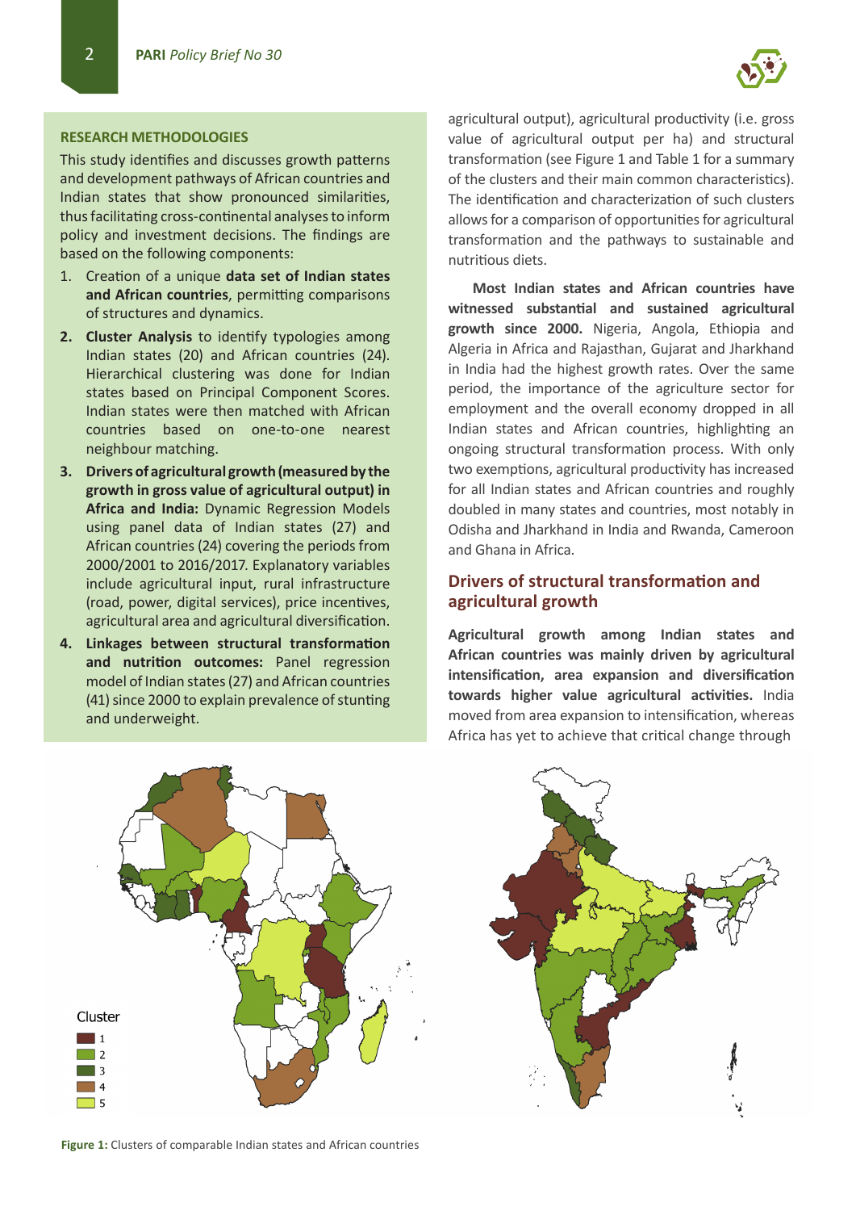### RESEARCH METHODOLOGIES

This study identifies and discusses growth patterns and development pathways of African countries and Indian states that show pronounced similarities, thus facilitating cross-continental analyses to inform policy and investment decisions. The findings are based on the following components:

1. Creation of a unique **data set of Indian states and African countries**, permitting comparisons of structures and dynamics.
2. **Cluster Analysis** to identify typologies among Indian states (20) and African countries (24). Hierarchical clustering was done for Indian states based on Principal Component Scores. Indian states were then matched with African countries based on one-to-one nearest neighbour matching.
3. **Drivers of agricultural growth (measured by the growth in gross value of agricultural output) in Africa and India:** Dynamic Regression Models using panel data of Indian states (27) and African countries (24) covering the periods from 2000/2001 to 2016/2017. Explanatory variables include agricultural input, rural infrastructure (road, power, digital services), price incentives, agricultural area and agricultural diversification.
4. **Linkages between structural transformation and nutrition outcomes:** Panel regression model of Indian states (27) and African countries (41) since 2000 to explain prevalence of stunting and underweight.

agricultural output), agricultural productivity (i.e. gross value of agricultural output per ha) and structural transformation (see Figure 1 and Table 1 for a summary of the clusters and their main common characteristics). The identification and characterization of such clusters allows for a comparison of opportunities for agricultural transformation and the pathways to sustainable and nutritious diets.

**Most Indian states and African countries have witnessed substantial and sustained agricultural growth since 2000.** Nigeria, Angola, Ethiopia and Algeria in Africa and Rajasthan, Gujarat and Jharkhand in India had the highest growth rates. Over the same period, the importance of the agriculture sector for employment and the overall economy dropped in all Indian states and African countries, highlighting an ongoing structural transformation process. With only two exemptions, agricultural productivity has increased for all Indian states and African countries and roughly doubled in many states and countries, most notably in Odisha and Jharkhand in India and Rwanda, Cameroon and Ghana in Africa.

## Drivers of structural transformation and agricultural growth

**Agricultural growth among Indian states and African countries was mainly driven by agricultural intensification, area expansion and diversification towards higher value agricultural activities.** India moved from area expansion to intensification, whereas Africa has yet to achieve that critical change through

Cluster: 1, 2, 3, 4, 5

**Figure 1:** Clusters of comparable Indian states and African countries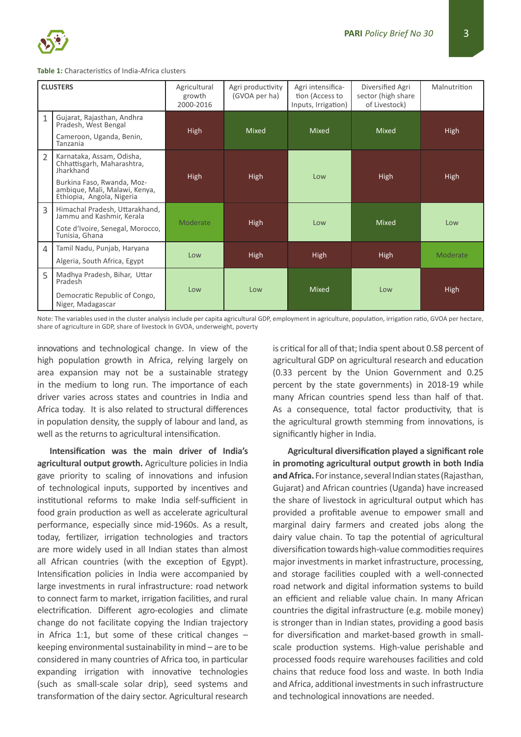**Table 1:** Characteristics of India-Africa clusters

| CLUSTERS | | Agricultural growth 2000-2016 | Agri productivity (GVOA per ha) | Agri intensification (Access to Inputs, Irrigation) | Diversified Agri sector (high share of Livestock) | Malnutrition |
|---|---|---|---|---|---|---|
| 1 | Gujarat, Rajasthan, Andhra Pradesh, West Bengal<br>Cameroon, Uganda, Benin, Tanzania | High | Mixed | Mixed | Mixed | High |
| 2 | Karnataka, Assam, Odisha, Chhattisgarh, Maharashtra, Jharkhand<br>Burkina Faso, Rwanda, Mozambique, Mali, Malawi, Kenya, Ethiopia, Angola, Nigeria | High | High | Low | High | High |
| 3 | Himachal Pradesh, Uttarakhand, Jammu and Kashmir, Kerala<br>Cote d'Ivoire, Senegal, Morocco, Tunisia, Ghana | Moderate | High | Low | Mixed | Low |
| 4 | Tamil Nadu, Punjab, Haryana<br>Algeria, South Africa, Egypt | Low | High | High | High | Moderate |
| 5 | Madhya Pradesh, Bihar, Uttar Pradesh<br>Democratic Republic of Congo, Niger, Madagascar | Low | Low | Mixed | Low | High |

Note: The variables used in the cluster analysis include per capita agricultural GDP, employment in agriculture, population, irrigation ratio, GVOA per hectare, share of agriculture in GDP, share of livestock In GVOA, underweight, poverty

innovations and technological change. In view of the high population growth in Africa, relying largely on area expansion may not be a sustainable strategy in the medium to long run. The importance of each driver varies across states and countries in India and Africa today. It is also related to structural differences in population density, the supply of labour and land, as well as the returns to agricultural intensification.

**Intensification was the main driver of India's agricultural output growth.** Agriculture policies in India gave priority to scaling of innovations and infusion of technological inputs, supported by incentives and institutional reforms to make India self-sufficient in food grain production as well as accelerate agricultural performance, especially since mid-1960s. As a result, today, fertilizer, irrigation technologies and tractors are more widely used in all Indian states than almost all African countries (with the exception of Egypt). Intensification policies in India were accompanied by large investments in rural infrastructure: road network to connect farm to market, irrigation facilities, and rural electrification. Different agro-ecologies and climate change do not facilitate copying the Indian trajectory in Africa 1:1, but some of these critical changes – keeping environmental sustainability in mind – are to be considered in many countries of Africa too, in particular expanding irrigation with innovative technologies (such as small-scale solar drip), seed systems and transformation of the dairy sector. Agricultural research is critical for all of that; India spent about 0.58 percent of agricultural GDP on agricultural research and education (0.33 percent by the Union Government and 0.25 percent by the state governments) in 2018-19 while many African countries spend less than half of that. As a consequence, total factor productivity, that is the agricultural growth stemming from innovations, is significantly higher in India.

**Agricultural diversification played a significant role in promoting agricultural output growth in both India and Africa.** For instance, several Indian states (Rajasthan, Gujarat) and African countries (Uganda) have increased the share of livestock in agricultural output which has provided a profitable avenue to empower small and marginal dairy farmers and created jobs along the dairy value chain. To tap the potential of agricultural diversification towards high-value commodities requires major investments in market infrastructure, processing, and storage facilities coupled with a well-connected road network and digital information systems to build an efficient and reliable value chain. In many African countries the digital infrastructure (e.g. mobile money) is stronger than in Indian states, providing a good basis for diversification and market-based growth in small-scale production systems. High-value perishable and processed foods require warehouses facilities and cold chains that reduce food loss and waste. In both India and Africa, additional investments in such infrastructure and technological innovations are needed.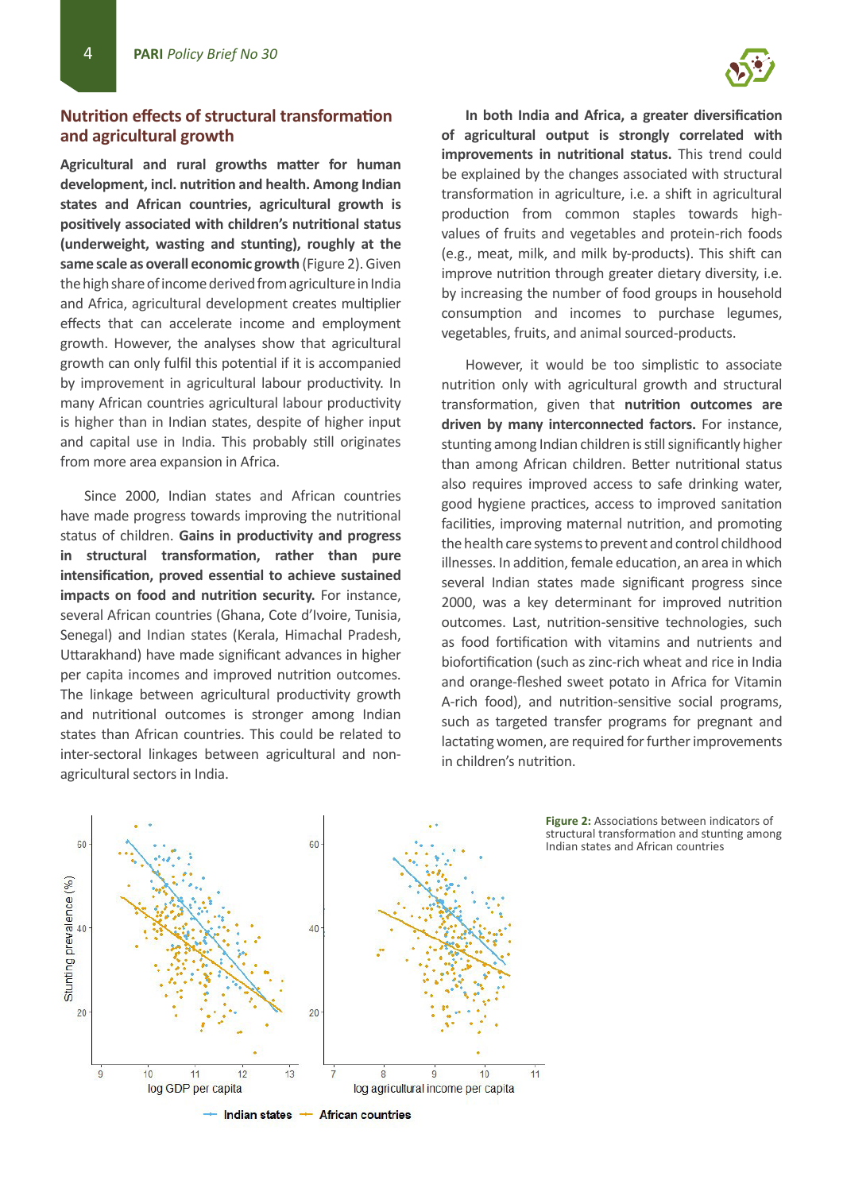## Nutrition effects of structural transformation and agricultural growth

**Agricultural and rural growths matter for human development, incl. nutrition and health. Among Indian states and African countries, agricultural growth is positively associated with children's nutritional status (underweight, wasting and stunting), roughly at the same scale as overall economic growth** (Figure 2). Given the high share of income derived from agriculture in India and Africa, agricultural development creates multiplier effects that can accelerate income and employment growth. However, the analyses show that agricultural growth can only fulfil this potential if it is accompanied by improvement in agricultural labour productivity. In many African countries agricultural labour productivity is higher than in Indian states, despite of higher input and capital use in India. This probably still originates from more area expansion in Africa.

Since 2000, Indian states and African countries have made progress towards improving the nutritional status of children. **Gains in productivity and progress in structural transformation, rather than pure intensification, proved essential to achieve sustained impacts on food and nutrition security.** For instance, several African countries (Ghana, Cote d'Ivoire, Tunisia, Senegal) and Indian states (Kerala, Himachal Pradesh, Uttarakhand) have made significant advances in higher per capita incomes and improved nutrition outcomes. The linkage between agricultural productivity growth and nutritional outcomes is stronger among Indian states than African countries. This could be related to inter-sectoral linkages between agricultural and non-agricultural sectors in India.

**In both India and Africa, a greater diversification of agricultural output is strongly correlated with improvements in nutritional status.** This trend could be explained by the changes associated with structural transformation in agriculture, i.e. a shift in agricultural production from common staples towards high-values of fruits and vegetables and protein-rich foods (e.g., meat, milk, and milk by-products). This shift can improve nutrition through greater dietary diversity, i.e. by increasing the number of food groups in household consumption and incomes to purchase legumes, vegetables, fruits, and animal sourced-products.

However, it would be too simplistic to associate nutrition only with agricultural growth and structural transformation, given that **nutrition outcomes are driven by many interconnected factors.** For instance, stunting among Indian children is still significantly higher than among African children. Better nutritional status also requires improved access to safe drinking water, good hygiene practices, access to improved sanitation facilities, improving maternal nutrition, and promoting the health care systems to prevent and control childhood illnesses. In addition, female education, an area in which several Indian states made significant progress since 2000, was a key determinant for improved nutrition outcomes. Last, nutrition-sensitive technologies, such as food fortification with vitamins and nutrients and biofortification (such as zinc-rich wheat and rice in India and orange-fleshed sweet potato in Africa for Vitamin A-rich food), and nutrition-sensitive social programs, such as targeted transfer programs for pregnant and lactating women, are required for further improvements in children's nutrition.

**Figure 2:** Associations between indicators of structural transformation and stunting among Indian states and African countries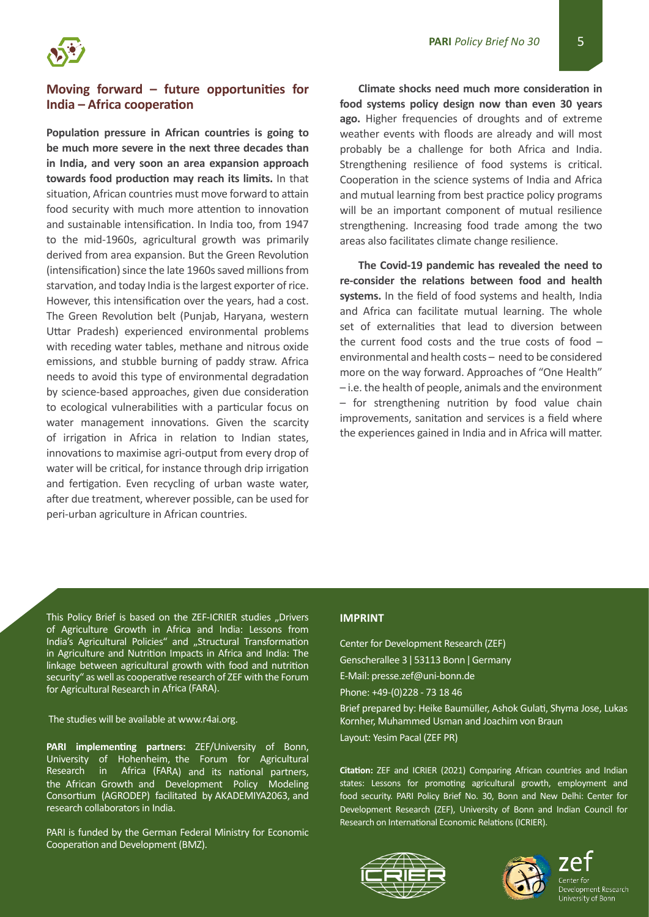## Moving forward – future opportunities for India – Africa cooperation

**Population pressure in African countries is going to be much more severe in the next three decades than in India, and very soon an area expansion approach towards food production may reach its limits.** In that situation, African countries must move forward to attain food security with much more attention to innovation and sustainable intensification. In India too, from 1947 to the mid-1960s, agricultural growth was primarily derived from area expansion. But the Green Revolution (intensification) since the late 1960s saved millions from starvation, and today India is the largest exporter of rice. However, this intensification over the years, had a cost. The Green Revolution belt (Punjab, Haryana, western Uttar Pradesh) experienced environmental problems with receding water tables, methane and nitrous oxide emissions, and stubble burning of paddy straw. Africa needs to avoid this type of environmental degradation by science-based approaches, given due consideration to ecological vulnerabilities with a particular focus on water management innovations. Given the scarcity of irrigation in Africa in relation to Indian states, innovations to maximise agri-output from every drop of water will be critical, for instance through drip irrigation and fertigation. Even recycling of urban waste water, after due treatment, wherever possible, can be used for peri-urban agriculture in African countries.

**Climate shocks need much more consideration in food systems policy design now than even 30 years ago.** Higher frequencies of droughts and of extreme weather events with floods are already and will most probably be a challenge for both Africa and India. Strengthening resilience of food systems is critical. Cooperation in the science systems of India and Africa and mutual learning from best practice policy programs will be an important component of mutual resilience strengthening. Increasing food trade among the two areas also facilitates climate change resilience.

**The Covid-19 pandemic has revealed the need to re-consider the relations between food and health systems.** In the field of food systems and health, India and Africa can facilitate mutual learning. The whole set of externalities that lead to diversion between the current food costs and the true costs of food – environmental and health costs – need to be considered more on the way forward. Approaches of "One Health" – i.e. the health of people, animals and the environment – for strengthening nutrition by food value chain improvements, sanitation and services is a field where the experiences gained in India and in Africa will matter.

This Policy Brief is based on the ZEF-ICRIER studies „Drivers of Agriculture Growth in Africa and India: Lessons from India's Agricultural Policies" and „Structural Transformation in Agriculture and Nutrition Impacts in Africa and India: The linkage between agricultural growth with food and nutrition security" as well as cooperative research of ZEF with the Forum for Agricultural Research in Africa (FARA).

The studies will be available at www.r4ai.org.

**PARI implementing partners:** ZEF/University of Bonn, University of Hohenheim, the Forum for Agricultural Research in Africa (FARA) and its national partners, the African Growth and Development Policy Modeling Consortium (AGRODEP) facilitated by AKADEMIYA2063, and research collaborators in India.

PARI is funded by the German Federal Ministry for Economic Cooperation and Development (BMZ).

### IMPRINT

Center for Development Research (ZEF)
Genscherallee 3 | 53113 Bonn | Germany
E-Mail: presse.zef@uni-bonn.de
Phone: +49-(0)228 - 73 18 46

Brief prepared by: Heike Baumüller, Ashok Gulati, Shyma Jose, Lukas Kornher, Muhammed Usman and Joachim von Braun

Layout: Yesim Pacal (ZEF PR)

**Citation:** ZEF and ICRIER (2021) Comparing African countries and Indian states: Lessons for promoting agricultural growth, employment and food security. PARI Policy Brief No. 30, Bonn and New Delhi: Center for Development Research (ZEF), University of Bonn and Indian Council for Research on International Economic Relations (ICRIER).

ICRIER

zef
Center for Development Research
University of Bonn